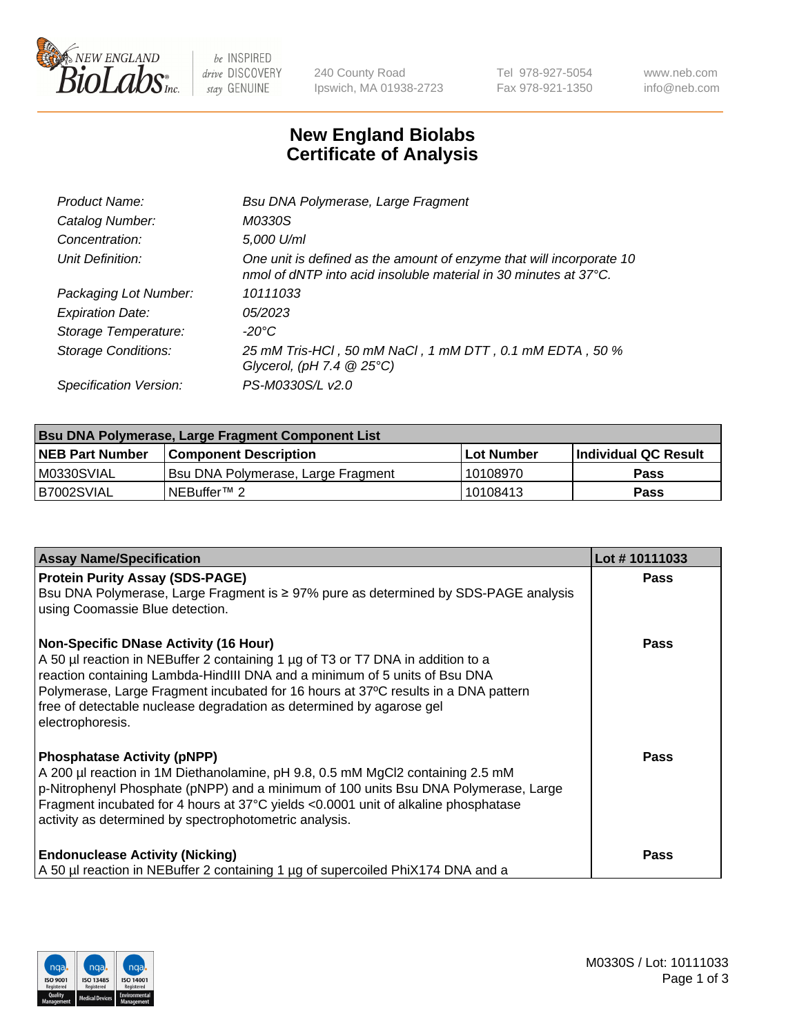# New England Biolabs
# Certificate of Analysis

| | |
|---|---|
| *Product Name:* | *Bsu DNA Polymerase, Large Fragment* |
| *Catalog Number:* | *M0330S* |
| *Concentration:* | *5,000 U/ml* |
| *Unit Definition:* | *One unit is defined as the amount of enzyme that will incorporate 10 nmol of dNTP into acid insoluble material in 30 minutes at 37°C.* |
| *Packaging Lot Number:* | *10111033* |
| *Expiration Date:* | *05/2023* |
| *Storage Temperature:* | *-20°C* |
| *Storage Conditions:* | *25 mM Tris-HCl , 50 mM NaCl , 1 mM DTT , 0.1 mM EDTA , 50 % Glycerol, (pH 7.4 @ 25°C)* |
| *Specification Version:* | *PS-M0330S/L v2.0* |

| Bsu DNA Polymerase, Large Fragment Component List | | | |
|---|---|---|---|
| **NEB Part Number** | **Component Description** | **Lot Number** | **Individual QC Result** |
| M0330SVIAL | Bsu DNA Polymerase, Large Fragment | 10108970 | **Pass** |
| B7002SVIAL | NEBuffer™ 2 | 10108413 | **Pass** |

| Assay Name/Specification | Lot # 10111033 |
|---|---|
| **Protein Purity Assay (SDS-PAGE)**<br>Bsu DNA Polymerase, Large Fragment is ≥ 97% pure as determined by SDS-PAGE analysis using Coomassie Blue detection. | **Pass** |
| **Non-Specific DNase Activity (16 Hour)**<br>A 50 µl reaction in NEBuffer 2 containing 1 µg of T3 or T7 DNA in addition to a reaction containing Lambda-HindIII DNA and a minimum of 5 units of Bsu DNA Polymerase, Large Fragment incubated for 16 hours at 37ºC results in a DNA pattern free of detectable nuclease degradation as determined by agarose gel electrophoresis. | **Pass** |
| **Phosphatase Activity (pNPP)**<br>A 200 µl reaction in 1M Diethanolamine, pH 9.8, 0.5 mM $MgCl_2$ containing 2.5 mM p-Nitrophenyl Phosphate (pNPP) and a minimum of 100 units Bsu DNA Polymerase, Large Fragment incubated for 4 hours at 37°C yields <0.0001 unit of alkaline phosphatase activity as determined by spectrophotometric analysis. | **Pass** |
| **Endonuclease Activity (Nicking)**<br>A 50 µl reaction in NEBuffer 2 containing 1 µg of supercoiled PhiX174 DNA and a | **Pass** |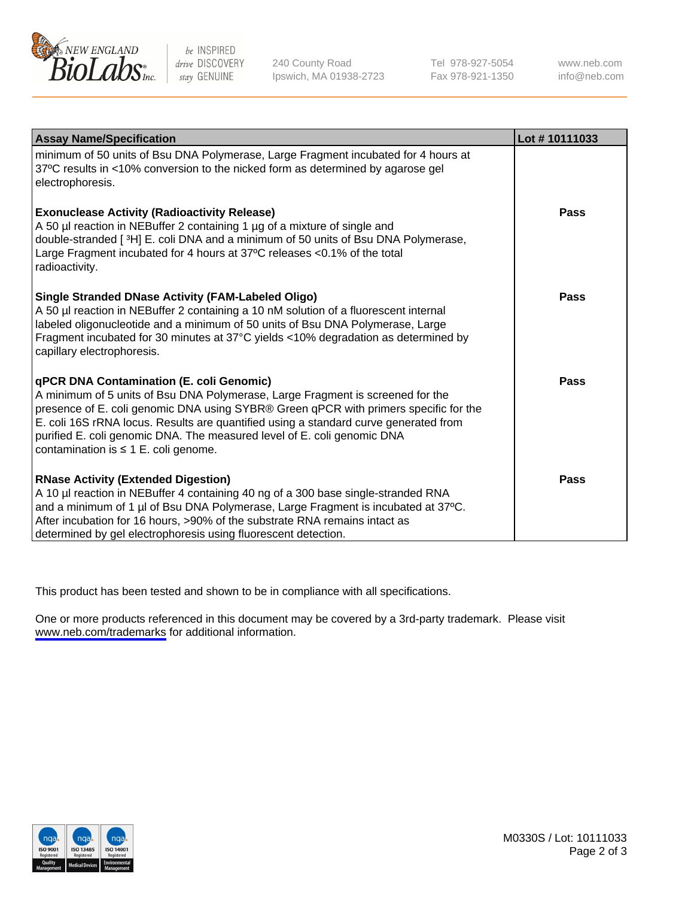| Assay Name/Specification | Lot # 10111033 |
|---|---|
| minimum of 50 units of Bsu DNA Polymerase, Large Fragment incubated for 4 hours at 37ºC results in <10% conversion to the nicked form as determined by agarose gel electrophoresis. | |
| **Exonuclease Activity (Radioactivity Release)**<br>A 50 µl reaction in NEBuffer 2 containing 1 µg of a mixture of single and double-stranded [ $^3$H] E. coli DNA and a minimum of 50 units of Bsu DNA Polymerase, Large Fragment incubated for 4 hours at 37ºC releases <0.1% of the total radioactivity. | **Pass** |
| **Single Stranded DNase Activity (FAM-Labeled Oligo)**<br>A 50 µl reaction in NEBuffer 2 containing a 10 nM solution of a fluorescent internal labeled oligonucleotide and a minimum of 50 units of Bsu DNA Polymerase, Large Fragment incubated for 30 minutes at 37°C yields <10% degradation as determined by capillary electrophoresis. | **Pass** |
| **qPCR DNA Contamination (E. coli Genomic)**<br>A minimum of 5 units of Bsu DNA Polymerase, Large Fragment is screened for the presence of E. coli genomic DNA using SYBR® Green qPCR with primers specific for the E. coli 16S rRNA locus. Results are quantified using a standard curve generated from purified E. coli genomic DNA. The measured level of E. coli genomic DNA contamination is ≤ 1 E. coli genome. | **Pass** |
| **RNase Activity (Extended Digestion)**<br>A 10 µl reaction in NEBuffer 4 containing 40 ng of a 300 base single-stranded RNA and a minimum of 1 µl of Bsu DNA Polymerase, Large Fragment is incubated at 37ºC. After incubation for 16 hours, >90% of the substrate RNA remains intact as determined by gel electrophoresis using fluorescent detection. | **Pass** |

This product has been tested and shown to be in compliance with all specifications.

One or more products referenced in this document may be covered by a 3rd-party trademark. Please visit www.neb.com/trademarks for additional information.

M0330S / Lot: 10111033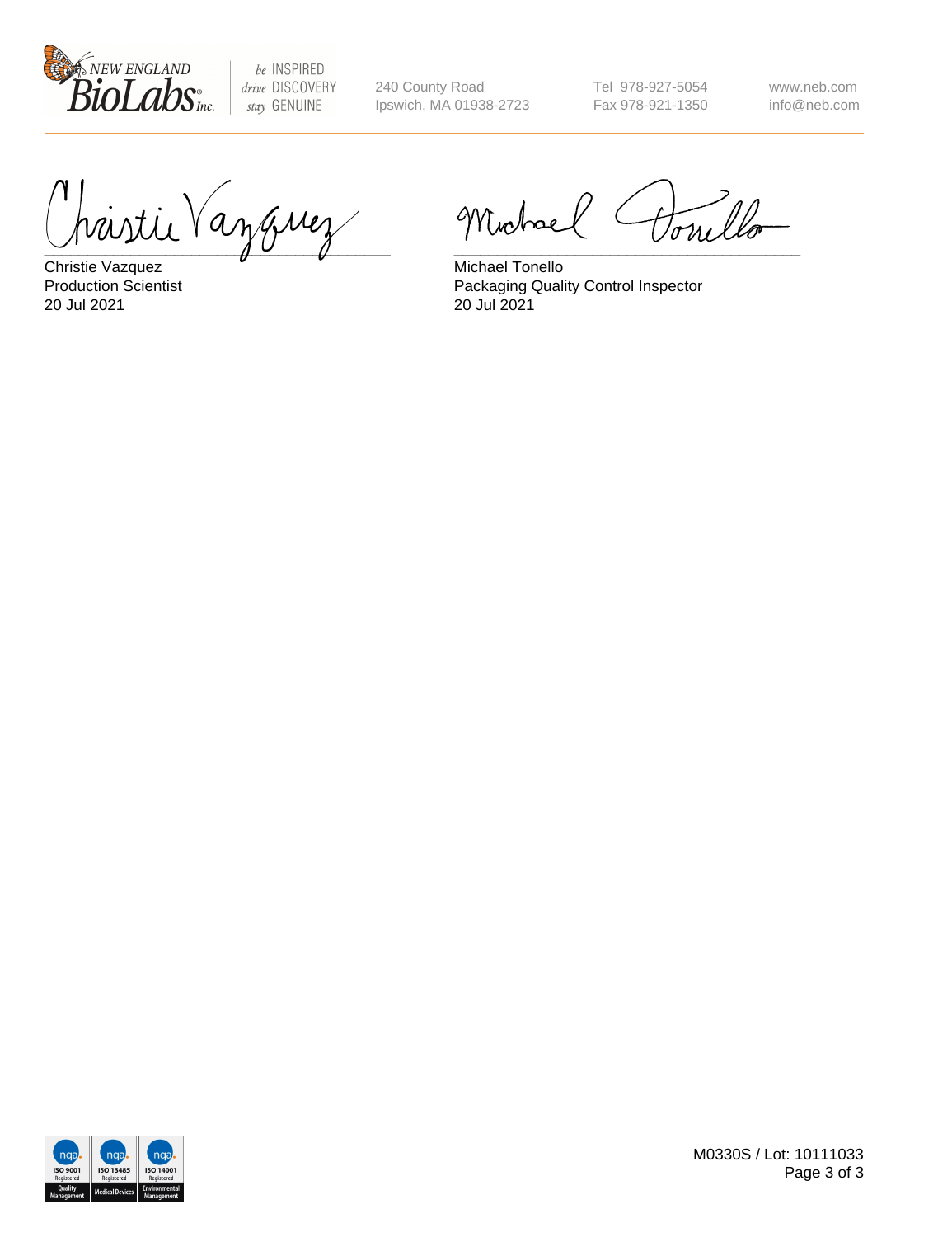Christie Vazquez
Production Scientist
20 Jul 2021

Michael Tonello
Packaging Quality Control Inspector
20 Jul 2021